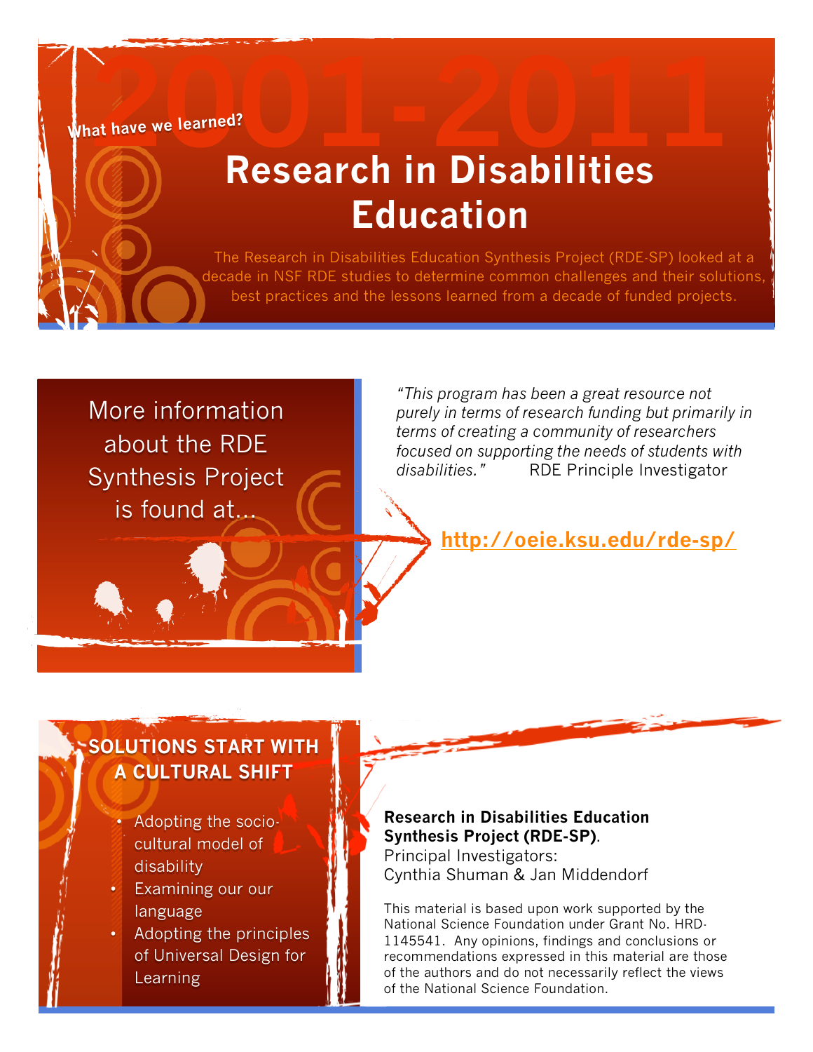# 2001-2011

*What have we learned?*

# Research in Disabilities Education

The Research in Disabilities Education Synthesis Project (RDE-SP) looked at a decade in NSF RDE studies to determine common challenges and their solutions, best practices and the lessons learned from a decade of funded projects.

More information about the RDE Synthesis Project is found at...

*"This program has been a great resource not purely in terms of research funding but primarily in terms of creating a community of researchers focused on supporting the needs of students with disabilities."* RDE Principle Investigator

**http://oeie.ksu.edu/rde-sp/**

## SOLUTIONS START WITH A CULTURAL SHIFT

- Adopting the socio-cultural model of disability
- Examining our our language
- Adopting the principles of Universal Design for Learning

**Research in Disabilities Education Synthesis Project (RDE-SP)**.
Principal Investigators:
Cynthia Shuman & Jan Middendorf

This material is based upon work supported by the National Science Foundation under Grant No. HRD-1145541. Any opinions, findings and conclusions or recommendations expressed in this material are those of the authors and do not necessarily reflect the views of the National Science Foundation.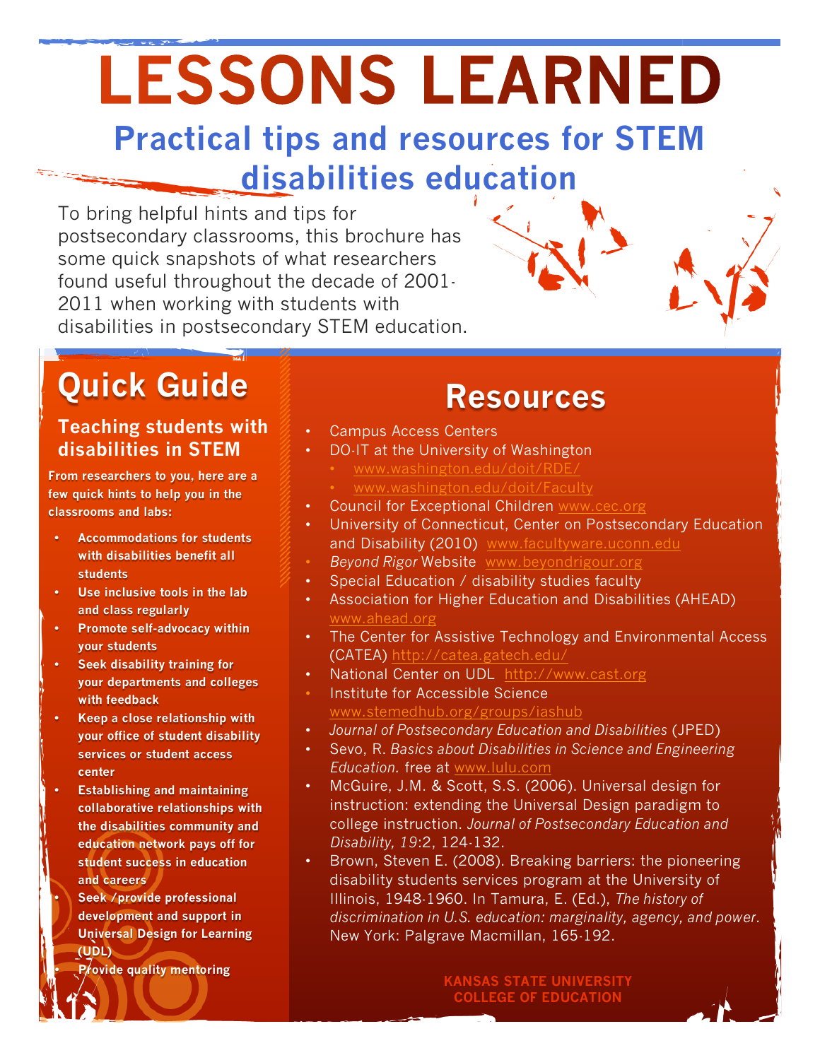# LESSONS LEARNED

## Practical tips and resources for STEM disabilities education

To bring helpful hints and tips for postsecondary classrooms, this brochure has some quick snapshots of what researchers found useful throughout the decade of 2001-2011 when working with students with disabilities in postsecondary STEM education.

## Quick Guide

### Teaching students with disabilities in STEM

**From researchers to you, here are a few quick hints to help you in the classrooms and labs:**

- **Accommodations for students with disabilities benefit all students**
- **Use inclusive tools in the lab and class regularly**
- **Promote self-advocacy within your students**
- **Seek disability training for your departments and colleges with feedback**
- **Keep a close relationship with your office of student disability services or student access center**
- **Establishing and maintaining collaborative relationships with the disabilities community and education network pays off for student success in education and careers**
- **Seek /provide professional development and support in Universal Design for Learning (UDL)**
- **Provide quality mentoring**

## Resources

- Campus Access Centers
- DO-IT at the University of Washington
  - www.washington.edu/doit/RDE/
  - www.washington.edu/doit/Faculty
- Council for Exceptional Children www.cec.org
- University of Connecticut, Center on Postsecondary Education and Disability (2010) www.facultyware.uconn.edu
- *Beyond Rigor* Website www.beyondrigour.org
- Special Education / disability studies faculty
- Association for Higher Education and Disabilities (AHEAD) www.ahead.org
- The Center for Assistive Technology and Environmental Access (CATEA) http://catea.gatech.edu/
- National Center on UDL http://www.cast.org
- Institute for Accessible Science www.stemedhub.org/groups/iashub
- *Journal of Postsecondary Education and Disabilities* (JPED)
- Sevo, R. *Basics about Disabilities in Science and Engineering Education.* free at www.lulu.com
- McGuire, J.M. & Scott, S.S. (2006). Universal design for instruction: extending the Universal Design paradigm to college instruction. *Journal of Postsecondary Education and Disability, 19*:2, 124-132.
- Brown, Steven E. (2008). Breaking barriers: the pioneering disability students services program at the University of Illinois, 1948-1960. In Tamura, E. (Ed.), *The history of discrimination in U.S. education: marginality, agency, and power*. New York: Palgrave Macmillan, 165-192.

**KANSAS STATE UNIVERSITY**
**COLLEGE OF EDUCATION**